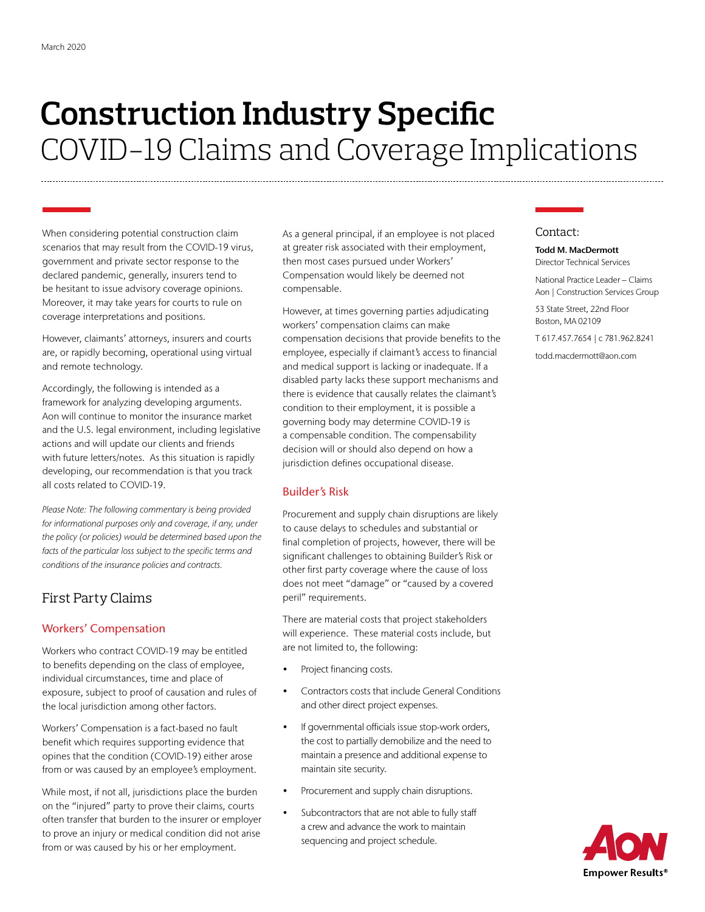March 2020

# Construction Industry Specific
## COVID-19 Claims and Coverage Implications

When considering potential construction claim scenarios that may result from the COVID-19 virus, government and private sector response to the declared pandemic, generally, insurers tend to be hesitant to issue advisory coverage opinions. Moreover, it may take years for courts to rule on coverage interpretations and positions.

However, claimants' attorneys, insurers and courts are, or rapidly becoming, operational using virtual and remote technology.

Accordingly, the following is intended as a framework for analyzing developing arguments. Aon will continue to monitor the insurance market and the U.S. legal environment, including legislative actions and will update our clients and friends with future letters/notes. As this situation is rapidly developing, our recommendation is that you track all costs related to COVID-19.

*Please Note: The following commentary is being provided for informational purposes only and coverage, if any, under the policy (or policies) would be determined based upon the facts of the particular loss subject to the specific terms and conditions of the insurance policies and contracts.*

## First Party Claims

### Workers' Compensation

Workers who contract COVID-19 may be entitled to benefits depending on the class of employee, individual circumstances, time and place of exposure, subject to proof of causation and rules of the local jurisdiction among other factors.

Workers' Compensation is a fact-based no fault benefit which requires supporting evidence that opines that the condition (COVID-19) either arose from or was caused by an employee's employment.

While most, if not all, jurisdictions place the burden on the "injured" party to prove their claims, courts often transfer that burden to the insurer or employer to prove an injury or medical condition did not arise from or was caused by his or her employment.

As a general principal, if an employee is not placed at greater risk associated with their employment, then most cases pursued under Workers' Compensation would likely be deemed not compensable.

However, at times governing parties adjudicating workers' compensation claims can make compensation decisions that provide benefits to the employee, especially if claimant's access to financial and medical support is lacking or inadequate. If a disabled party lacks these support mechanisms and there is evidence that causally relates the claimant's condition to their employment, it is possible a governing body may determine COVID-19 is a compensable condition. The compensability decision will or should also depend on how a jurisdiction defines occupational disease.

### Builder's Risk

Procurement and supply chain disruptions are likely to cause delays to schedules and substantial or final completion of projects, however, there will be significant challenges to obtaining Builder's Risk or other first party coverage where the cause of loss does not meet "damage" or "caused by a covered peril" requirements.

There are material costs that project stakeholders will experience. These material costs include, but are not limited to, the following:

- Project financing costs.
- Contractors costs that include General Conditions and other direct project expenses.
- If governmental officials issue stop-work orders, the cost to partially demobilize and the need to maintain a presence and additional expense to maintain site security.
- Procurement and supply chain disruptions.
- Subcontractors that are not able to fully staff a crew and advance the work to maintain sequencing and project schedule.

Contact:

**Todd M. MacDermott**
Director Technical Services

National Practice Leader – Claims
Aon | Construction Services Group

53 State Street, 22nd Floor
Boston, MA 02109

T 617.457.7654 | c 781.962.8241

todd.macdermott@aon.com

Aon
Empower Results®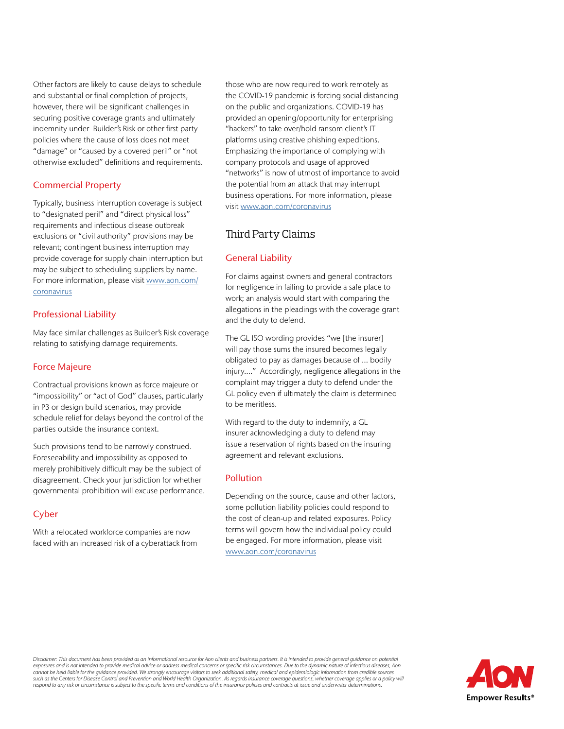Other factors are likely to cause delays to schedule and substantial or final completion of projects, however, there will be significant challenges in securing positive coverage grants and ultimately indemnity under Builder's Risk or other first party policies where the cause of loss does not meet "damage" or "caused by a covered peril" or "not otherwise excluded" definitions and requirements.

### Commercial Property

Typically, business interruption coverage is subject to "designated peril" and "direct physical loss" requirements and infectious disease outbreak exclusions or "civil authority" provisions may be relevant; contingent business interruption may provide coverage for supply chain interruption but may be subject to scheduling suppliers by name. For more information, please visit [www.aon.com/coronavirus](www.aon.com/coronavirus)

### Professional Liability

May face similar challenges as Builder's Risk coverage relating to satisfying damage requirements.

### Force Majeure

Contractual provisions known as force majeure or "impossibility" or "act of God" clauses, particularly in P3 or design build scenarios, may provide schedule relief for delays beyond the control of the parties outside the insurance context.

Such provisions tend to be narrowly construed. Foreseeability and impossibility as opposed to merely prohibitively difficult may be the subject of disagreement. Check your jurisdiction for whether governmental prohibition will excuse performance.

### Cyber

With a relocated workforce companies are now faced with an increased risk of a cyberattack from those who are now required to work remotely as the COVID-19 pandemic is forcing social distancing on the public and organizations. COVID-19 has provided an opening/opportunity for enterprising "hackers" to take over/hold ransom client's IT platforms using creative phishing expeditions. Emphasizing the importance of complying with company protocols and usage of approved "networks" is now of utmost of importance to avoid the potential from an attack that may interrupt business operations. For more information, please visit [www.aon.com/coronavirus](www.aon.com/coronavirus)

## Third Party Claims

### General Liability

For claims against owners and general contractors for negligence in failing to provide a safe place to work; an analysis would start with comparing the allegations in the pleadings with the coverage grant and the duty to defend.

The GL ISO wording provides "we [the insurer] will pay those sums the insured becomes legally obligated to pay as damages because of ... bodily injury...." Accordingly, negligence allegations in the complaint may trigger a duty to defend under the GL policy even if ultimately the claim is determined to be meritless.

With regard to the duty to indemnify, a GL insurer acknowledging a duty to defend may issue a reservation of rights based on the insuring agreement and relevant exclusions.

### Pollution

Depending on the source, cause and other factors, some pollution liability policies could respond to the cost of clean-up and related exposures. Policy terms will govern how the individual policy could be engaged. For more information, please visit [www.aon.com/coronavirus](www.aon.com/coronavirus)

*Disclaimer: This document has been provided as an informational resource for Aon clients and business partners. It is intended to provide general guidance on potential exposures and is not intended to provide medical advice or address medical concerns or specific risk circumstances. Due to the dynamic nature of infectious diseases, Aon cannot be held liable for the guidance provided. We strongly encourage visitors to seek additional safety, medical and epidemiologic information from credible sources such as the Centers for Disease Control and Prevention and World Health Organization. As regards insurance coverage questions, whether coverage applies or a policy will respond to any risk or circumstance is subject to the specific terms and conditions of the insurance policies and contracts at issue and underwriter determinations.*

AON
Empower Results®